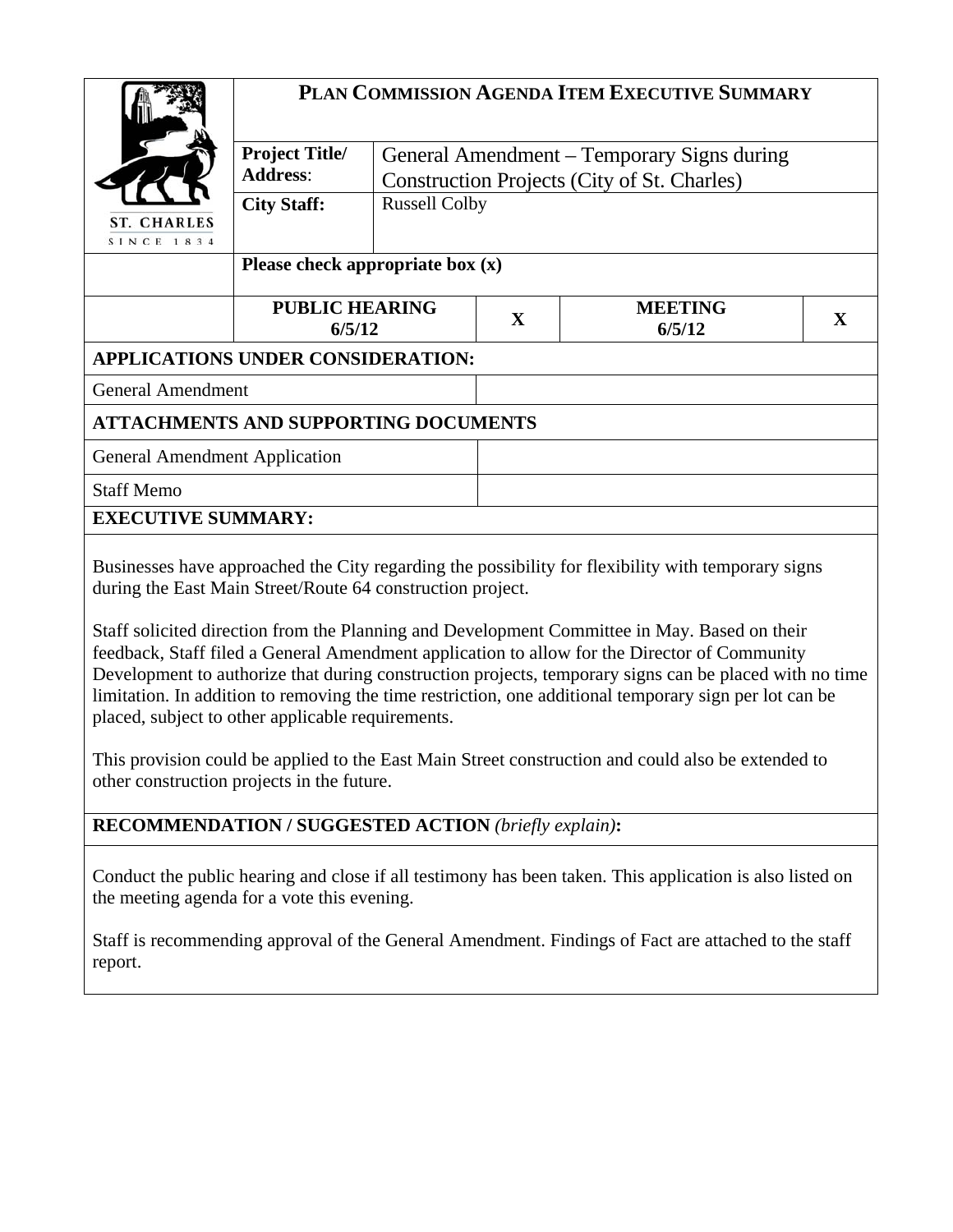ST. CHARLES
SINCE 1834

# PLAN COMMISSION AGENDA ITEM EXECUTIVE SUMMARY

| | |
|---|---|
| **Project Title/ Address**: | General Amendment – Temporary Signs during Construction Projects (City of St. Charles) |
| **City Staff:** | Russell Colby |

**Please check appropriate box (x)**

| | | | |
|---|---|---|---|
| **PUBLIC HEARING 6/5/12** | **X** | **MEETING 6/5/12** | **X** |

**APPLICATIONS UNDER CONSIDERATION:**

General Amendment

**ATTACHMENTS AND SUPPORTING DOCUMENTS**

General Amendment Application

Staff Memo

**EXECUTIVE SUMMARY:**

Businesses have approached the City regarding the possibility for flexibility with temporary signs during the East Main Street/Route 64 construction project.

Staff solicited direction from the Planning and Development Committee in May. Based on their feedback, Staff filed a General Amendment application to allow for the Director of Community Development to authorize that during construction projects, temporary signs can be placed with no time limitation. In addition to removing the time restriction, one additional temporary sign per lot can be placed, subject to other applicable requirements.

This provision could be applied to the East Main Street construction and could also be extended to other construction projects in the future.

**RECOMMENDATION / SUGGESTED ACTION** *(briefly explain)***:**

Conduct the public hearing and close if all testimony has been taken. This application is also listed on the meeting agenda for a vote this evening.

Staff is recommending approval of the General Amendment. Findings of Fact are attached to the staff report.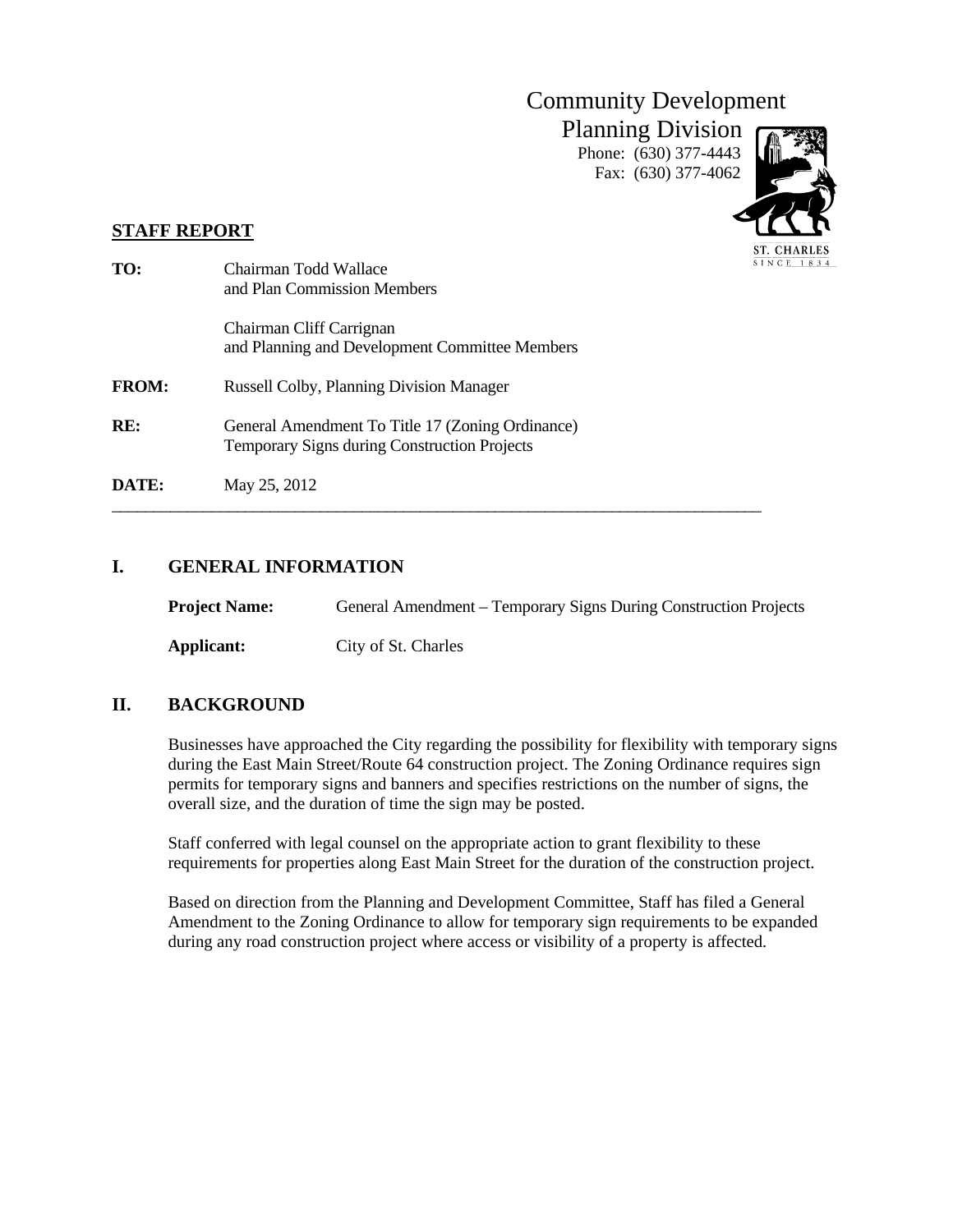Community Development
Planning Division
Phone: (630) 377-4443
Fax: (630) 377-4062

ST. CHARLES
SINCE 1834

**STAFF REPORT**

**TO:** Chairman Todd Wallace
and Plan Commission Members

Chairman Cliff Carrignan
and Planning and Development Committee Members

**FROM:** Russell Colby, Planning Division Manager

**RE:** General Amendment To Title 17 (Zoning Ordinance)
Temporary Signs during Construction Projects

**DATE:** May 25, 2012

---

## I. GENERAL INFORMATION

**Project Name:** General Amendment – Temporary Signs During Construction Projects

**Applicant:** City of St. Charles

## II. BACKGROUND

Businesses have approached the City regarding the possibility for flexibility with temporary signs during the East Main Street/Route 64 construction project. The Zoning Ordinance requires sign permits for temporary signs and banners and specifies restrictions on the number of signs, the overall size, and the duration of time the sign may be posted.

Staff conferred with legal counsel on the appropriate action to grant flexibility to these requirements for properties along East Main Street for the duration of the construction project.

Based on direction from the Planning and Development Committee, Staff has filed a General Amendment to the Zoning Ordinance to allow for temporary sign requirements to be expanded during any road construction project where access or visibility of a property is affected.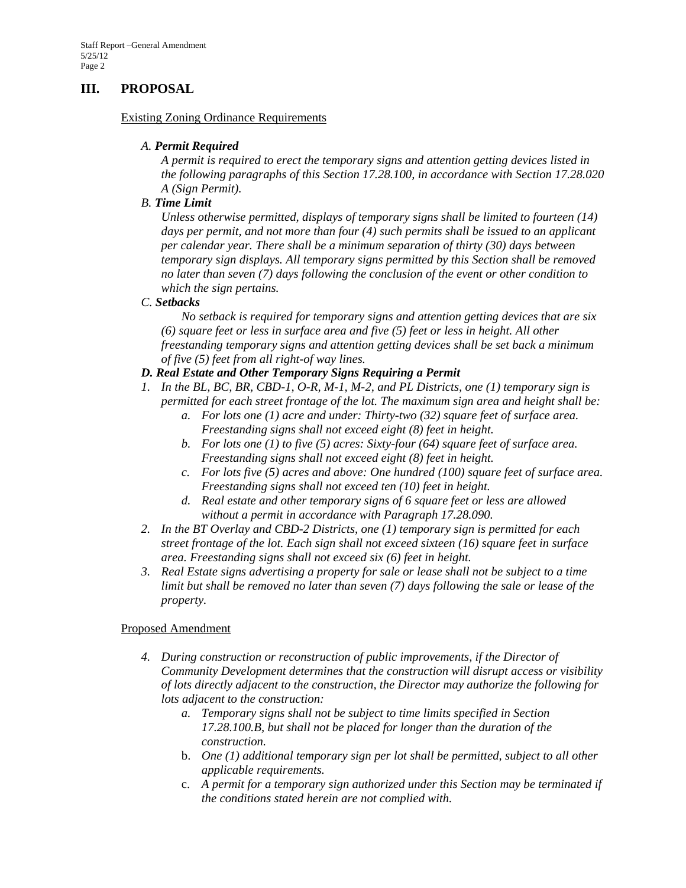## III. PROPOSAL

Existing Zoning Ordinance Requirements

*A. **Permit Required***

*A permit is required to erect the temporary signs and attention getting devices listed in the following paragraphs of this Section 17.28.100, in accordance with Section 17.28.020 A (Sign Permit).*

*B. **Time Limit***

*Unless otherwise permitted, displays of temporary signs shall be limited to fourteen (14) days per permit, and not more than four (4) such permits shall be issued to an applicant per calendar year. There shall be a minimum separation of thirty (30) days between temporary sign displays. All temporary signs permitted by this Section shall be removed no later than seven (7) days following the conclusion of the event or other condition to which the sign pertains.*

*C. **Setbacks***

*No setback is required for temporary signs and attention getting devices that are six (6) square feet or less in surface area and five (5) feet or less in height. All other freestanding temporary signs and attention getting devices shall be set back a minimum of five (5) feet from all right-of way lines.*

***D. Real Estate and Other Temporary Signs Requiring a Permit***

1. *In the BL, BC, BR, CBD-1, O-R, M-1, M-2, and PL Districts, one (1) temporary sign is permitted for each street frontage of the lot. The maximum sign area and height shall be:*
   a. *For lots one (1) acre and under: Thirty-two (32) square feet of surface area. Freestanding signs shall not exceed eight (8) feet in height.*
   b. *For lots one (1) to five (5) acres: Sixty-four (64) square feet of surface area. Freestanding signs shall not exceed eight (8) feet in height.*
   c. *For lots five (5) acres and above: One hundred (100) square feet of surface area. Freestanding signs shall not exceed ten (10) feet in height.*
   d. *Real estate and other temporary signs of 6 square feet or less are allowed without a permit in accordance with Paragraph 17.28.090.*
2. *In the BT Overlay and CBD-2 Districts, one (1) temporary sign is permitted for each street frontage of the lot. Each sign shall not exceed sixteen (16) square feet in surface area. Freestanding signs shall not exceed six (6) feet in height.*
3. *Real Estate signs advertising a property for sale or lease shall not be subject to a time limit but shall be removed no later than seven (7) days following the sale or lease of the property.*

Proposed Amendment

4. *During construction or reconstruction of public improvements, if the Director of Community Development determines that the construction will disrupt access or visibility of lots directly adjacent to the construction, the Director may authorize the following for lots adjacent to the construction:*
   a. *Temporary signs shall not be subject to time limits specified in Section 17.28.100.B, but shall not be placed for longer than the duration of the construction.*
   b. *One (1) additional temporary sign per lot shall be permitted, subject to all other applicable requirements.*
   c. *A permit for a temporary sign authorized under this Section may be terminated if the conditions stated herein are not complied with.*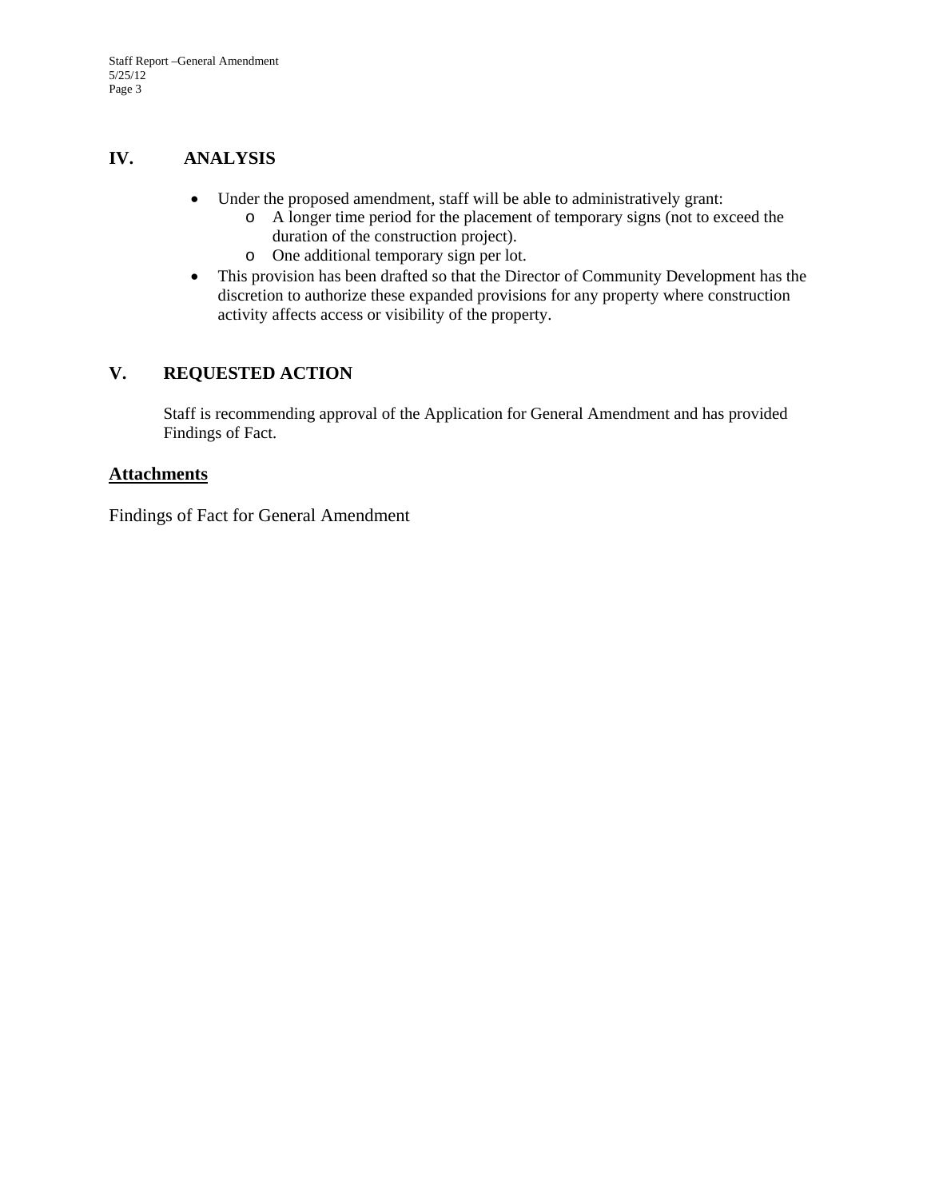## IV. ANALYSIS

- Under the proposed amendment, staff will be able to administratively grant:
  - A longer time period for the placement of temporary signs (not to exceed the duration of the construction project).
  - One additional temporary sign per lot.
- This provision has been drafted so that the Director of Community Development has the discretion to authorize these expanded provisions for any property where construction activity affects access or visibility of the property.

## V. REQUESTED ACTION

Staff is recommending approval of the Application for General Amendment and has provided Findings of Fact.

**Attachments**

Findings of Fact for General Amendment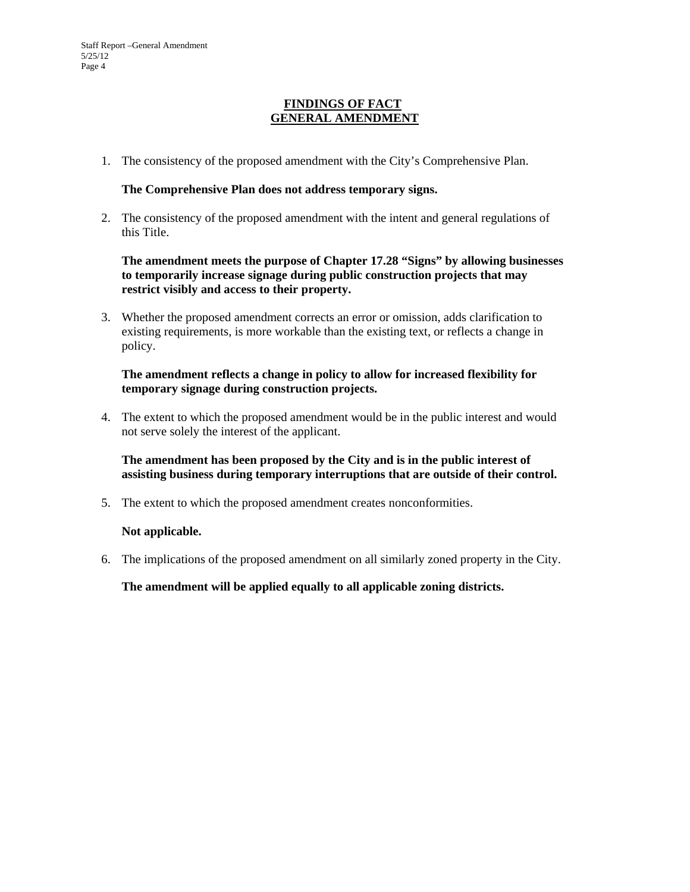# FINDINGS OF FACT
# GENERAL AMENDMENT

1. The consistency of the proposed amendment with the City's Comprehensive Plan.

   **The Comprehensive Plan does not address temporary signs.**

2. The consistency of the proposed amendment with the intent and general regulations of this Title.

   **The amendment meets the purpose of Chapter 17.28 "Signs" by allowing businesses to temporarily increase signage during public construction projects that may restrict visibly and access to their property.**

3. Whether the proposed amendment corrects an error or omission, adds clarification to existing requirements, is more workable than the existing text, or reflects a change in policy.

   **The amendment reflects a change in policy to allow for increased flexibility for temporary signage during construction projects.**

4. The extent to which the proposed amendment would be in the public interest and would not serve solely the interest of the applicant.

   **The amendment has been proposed by the City and is in the public interest of assisting business during temporary interruptions that are outside of their control.**

5. The extent to which the proposed amendment creates nonconformities.

   **Not applicable.**

6. The implications of the proposed amendment on all similarly zoned property in the City.

   **The amendment will be applied equally to all applicable zoning districts.**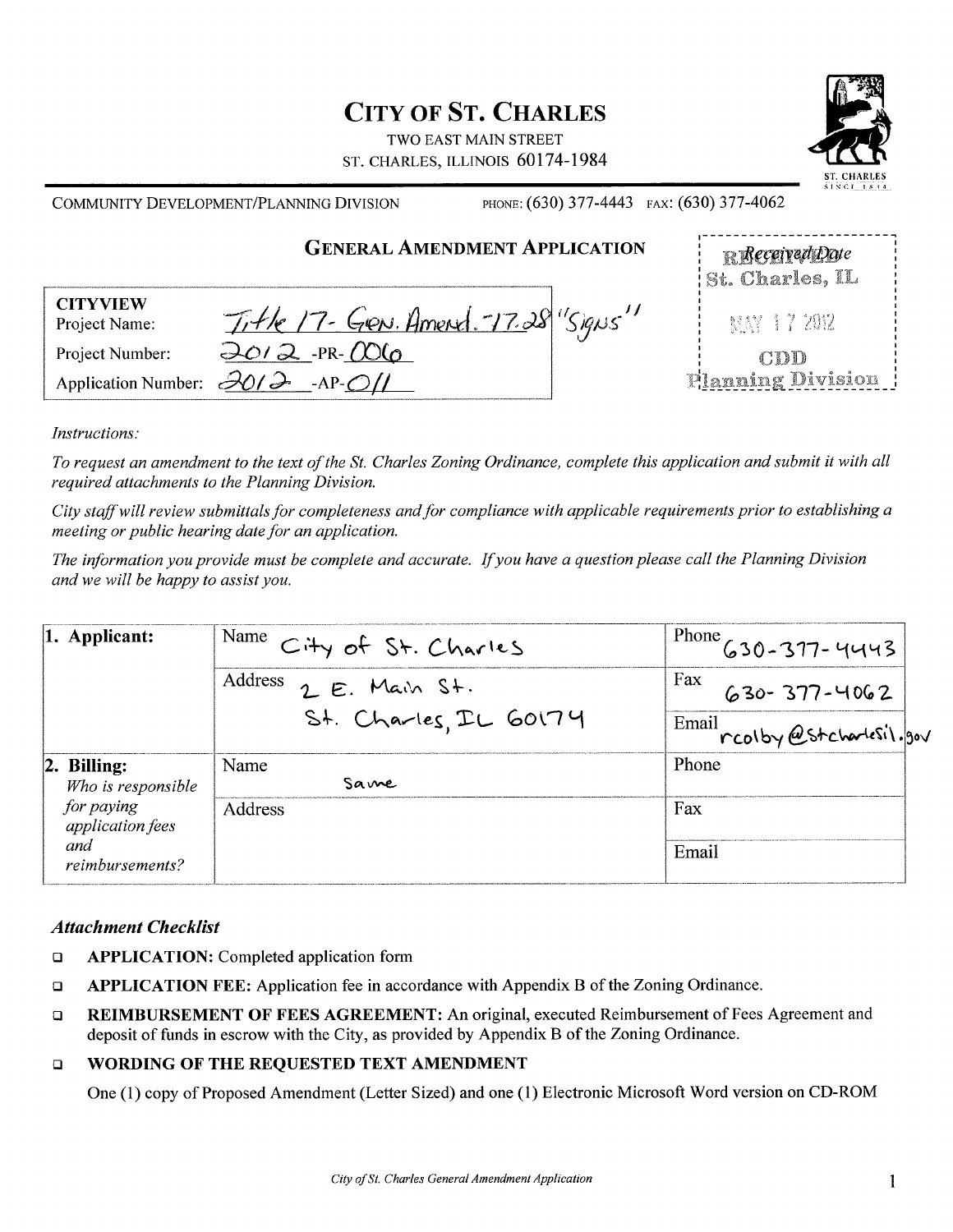# CITY OF ST. CHARLES

TWO EAST MAIN STREET
ST. CHARLES, ILLINOIS 60174-1984

COMMUNITY DEVELOPMENT/PLANNING DIVISION PHONE: (630) 377-4443 FAX: (630) 377-4062

## GENERAL AMENDMENT APPLICATION

RECEIVED
St. Charles, IL
MAY 17 2012
CDD
Planning Division

| | |
|---|---|
| **CITYVIEW** Project Name: | Title 17- Gen. Amend. 17.28 "Signs" |
| Project Number: | 2012 -PR- 006 |
| Application Number: | 2012 -AP- 011 |

*Instructions:*

*To request an amendment to the text of the St. Charles Zoning Ordinance, complete this application and submit it with all required attachments to the Planning Division.*

*City staff will review submittals for completeness and for compliance with applicable requirements prior to establishing a meeting or public hearing date for an application.*

*The information you provide must be complete and accurate. If you have a question please call the Planning Division and we will be happy to assist you.*

| | | |
|---|---|---|
| **1. Applicant:** | Name City of St. Charles | Phone 630-377-4443 |
| | Address 2 E. Main St. St. Charles, IL 60174 | Fax 630-377-4062 |
| | | Email rcolby@stcharlesil.gov |
| **2. Billing:** *Who is responsible for paying application fees and reimbursements?* | Name Same | Phone |
| | Address | Fax |
| | | Email |

### *Attachment Checklist*

- ☐ **APPLICATION:** Completed application form
- ☐ **APPLICATION FEE:** Application fee in accordance with Appendix B of the Zoning Ordinance.
- ☐ **REIMBURSEMENT OF FEES AGREEMENT:** An original, executed Reimbursement of Fees Agreement and deposit of funds in escrow with the City, as provided by Appendix B of the Zoning Ordinance.
- ☐ **WORDING OF THE REQUESTED TEXT AMENDMENT**

  One (1) copy of Proposed Amendment (Letter Sized) and one (1) Electronic Microsoft Word version on CD-ROM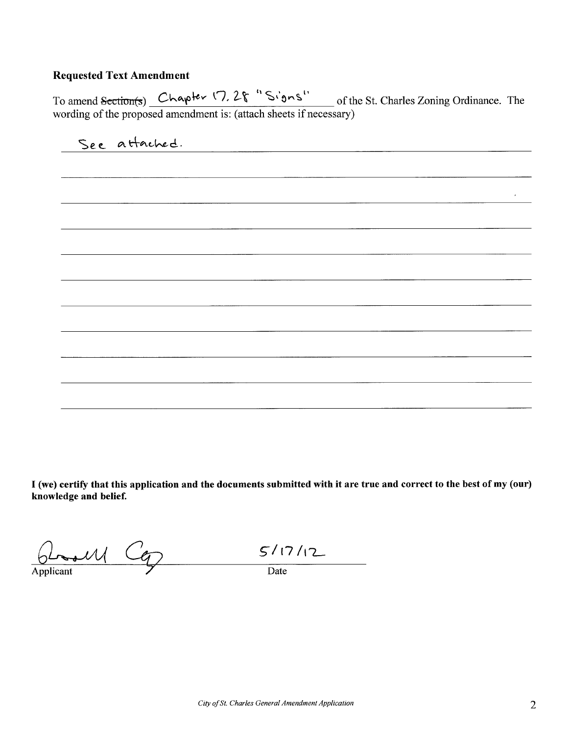**Requested Text Amendment**

To amend ~~Section(s)~~ Chapter 17.28 "Signs" of the St. Charles Zoning Ordinance. The wording of the proposed amendment is: (attach sheets if necessary)

See attached.

**I (we) certify that this application and the documents submitted with it are true and correct to the best of my (our) knowledge and belief.**

[signature] 5/17/12

Applicant Date

*City of St. Charles General Amendment Application*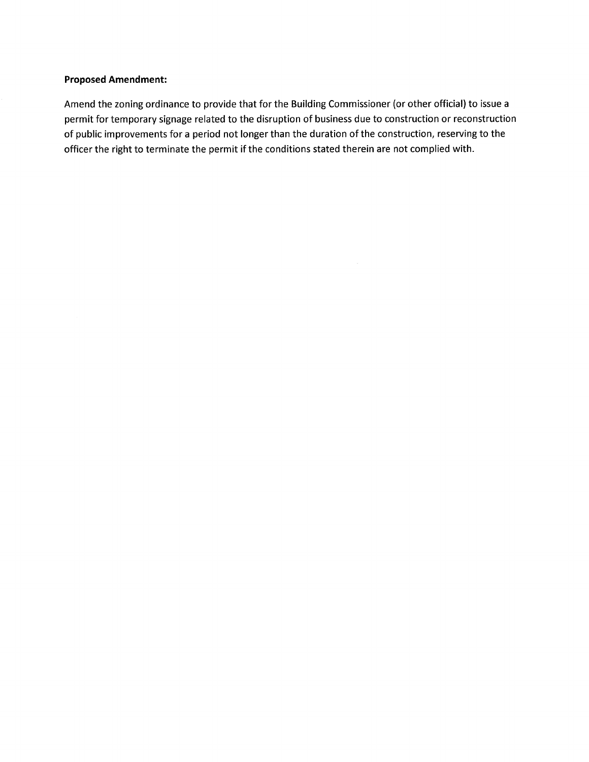**Proposed Amendment:**

Amend the zoning ordinance to provide that for the Building Commissioner (or other official) to issue a permit for temporary signage related to the disruption of business due to construction or reconstruction of public improvements for a period not longer than the duration of the construction, reserving to the officer the right to terminate the permit if the conditions stated therein are not complied with.